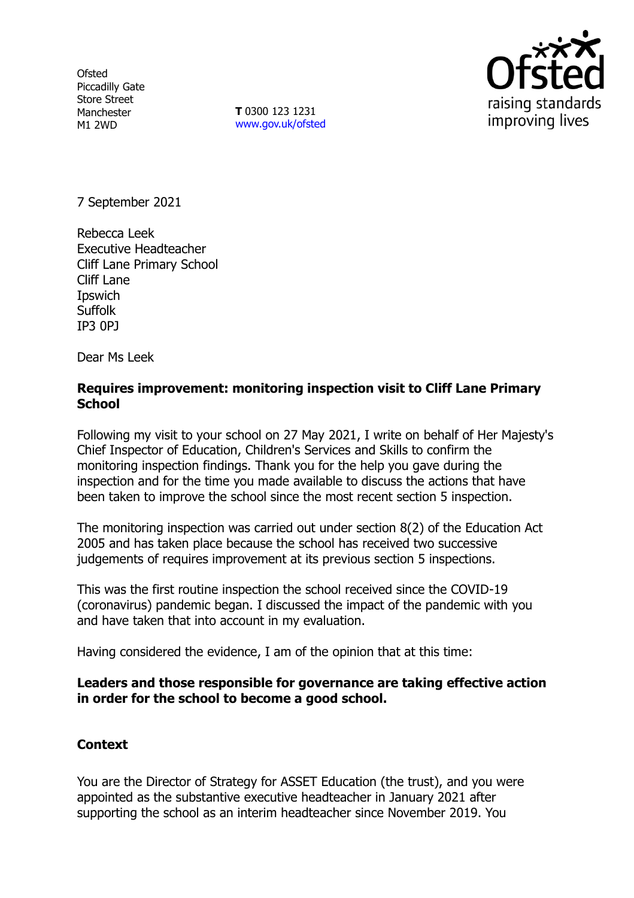Ofsted
Piccadilly Gate
Store Street
Manchester
M1 2WD

**T** 0300 123 1231
www.gov.uk/ofsted

7 September 2021

Rebecca Leek
Executive Headteacher
Cliff Lane Primary School
Cliff Lane
Ipswich
Suffolk
IP3 0PJ

Dear Ms Leek

**Requires improvement: monitoring inspection visit to Cliff Lane Primary School**

Following my visit to your school on 27 May 2021, I write on behalf of Her Majesty's Chief Inspector of Education, Children's Services and Skills to confirm the monitoring inspection findings. Thank you for the help you gave during the inspection and for the time you made available to discuss the actions that have been taken to improve the school since the most recent section 5 inspection.

The monitoring inspection was carried out under section 8(2) of the Education Act 2005 and has taken place because the school has received two successive judgements of requires improvement at its previous section 5 inspections.

This was the first routine inspection the school received since the COVID-19 (coronavirus) pandemic began. I discussed the impact of the pandemic with you and have taken that into account in my evaluation.

Having considered the evidence, I am of the opinion that at this time:

**Leaders and those responsible for governance are taking effective action in order for the school to become a good school.**

## Context

You are the Director of Strategy for ASSET Education (the trust), and you were appointed as the substantive executive headteacher in January 2021 after supporting the school as an interim headteacher since November 2019. You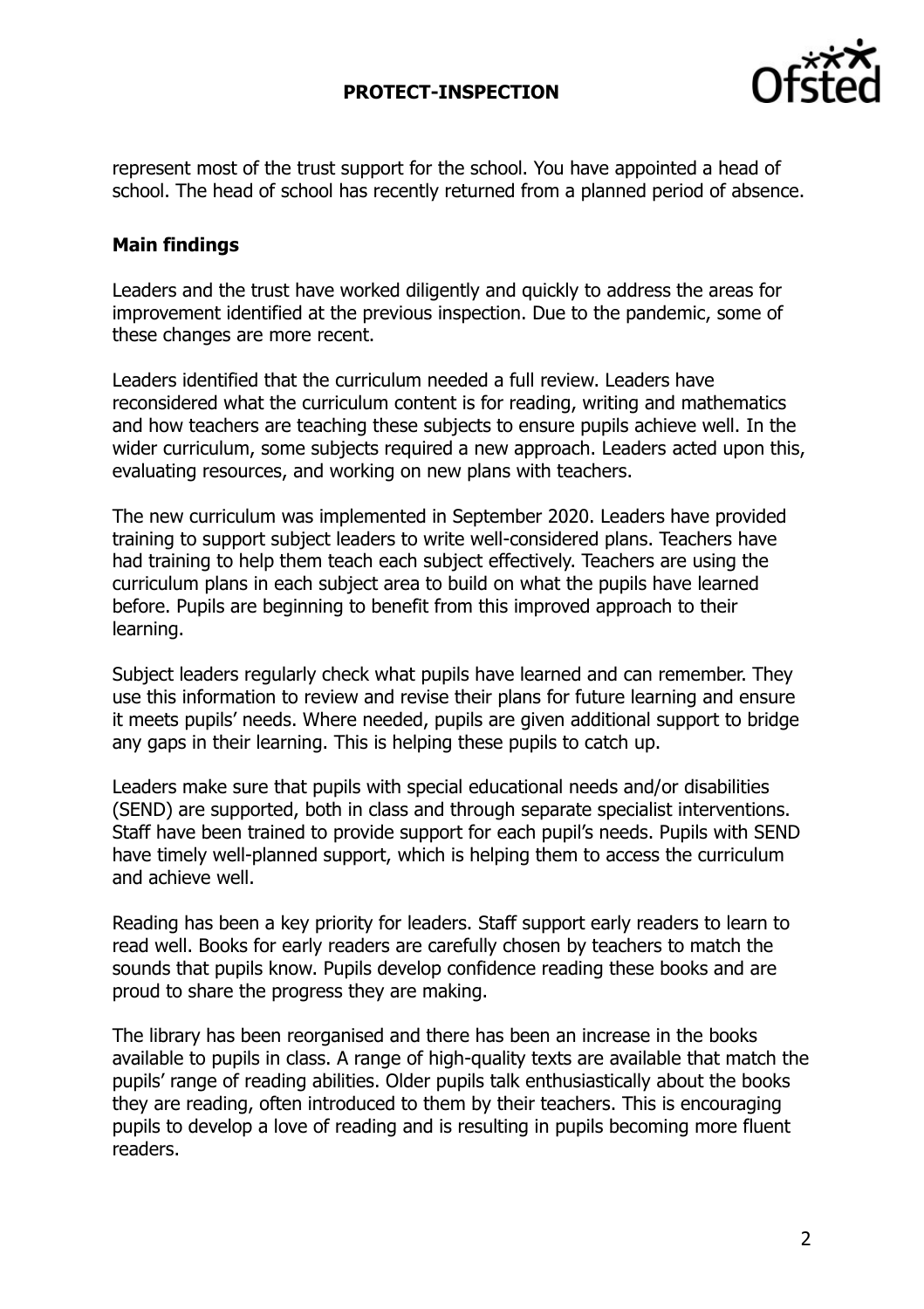represent most of the trust support for the school. You have appointed a head of school. The head of school has recently returned from a planned period of absence.

**Main findings**

Leaders and the trust have worked diligently and quickly to address the areas for improvement identified at the previous inspection. Due to the pandemic, some of these changes are more recent.

Leaders identified that the curriculum needed a full review. Leaders have reconsidered what the curriculum content is for reading, writing and mathematics and how teachers are teaching these subjects to ensure pupils achieve well. In the wider curriculum, some subjects required a new approach. Leaders acted upon this, evaluating resources, and working on new plans with teachers.

The new curriculum was implemented in September 2020. Leaders have provided training to support subject leaders to write well-considered plans. Teachers have had training to help them teach each subject effectively. Teachers are using the curriculum plans in each subject area to build on what the pupils have learned before. Pupils are beginning to benefit from this improved approach to their learning.

Subject leaders regularly check what pupils have learned and can remember. They use this information to review and revise their plans for future learning and ensure it meets pupils' needs. Where needed, pupils are given additional support to bridge any gaps in their learning. This is helping these pupils to catch up.

Leaders make sure that pupils with special educational needs and/or disabilities (SEND) are supported, both in class and through separate specialist interventions. Staff have been trained to provide support for each pupil's needs. Pupils with SEND have timely well-planned support, which is helping them to access the curriculum and achieve well.

Reading has been a key priority for leaders. Staff support early readers to learn to read well. Books for early readers are carefully chosen by teachers to match the sounds that pupils know. Pupils develop confidence reading these books and are proud to share the progress they are making.

The library has been reorganised and there has been an increase in the books available to pupils in class. A range of high-quality texts are available that match the pupils' range of reading abilities. Older pupils talk enthusiastically about the books they are reading, often introduced to them by their teachers. This is encouraging pupils to develop a love of reading and is resulting in pupils becoming more fluent readers.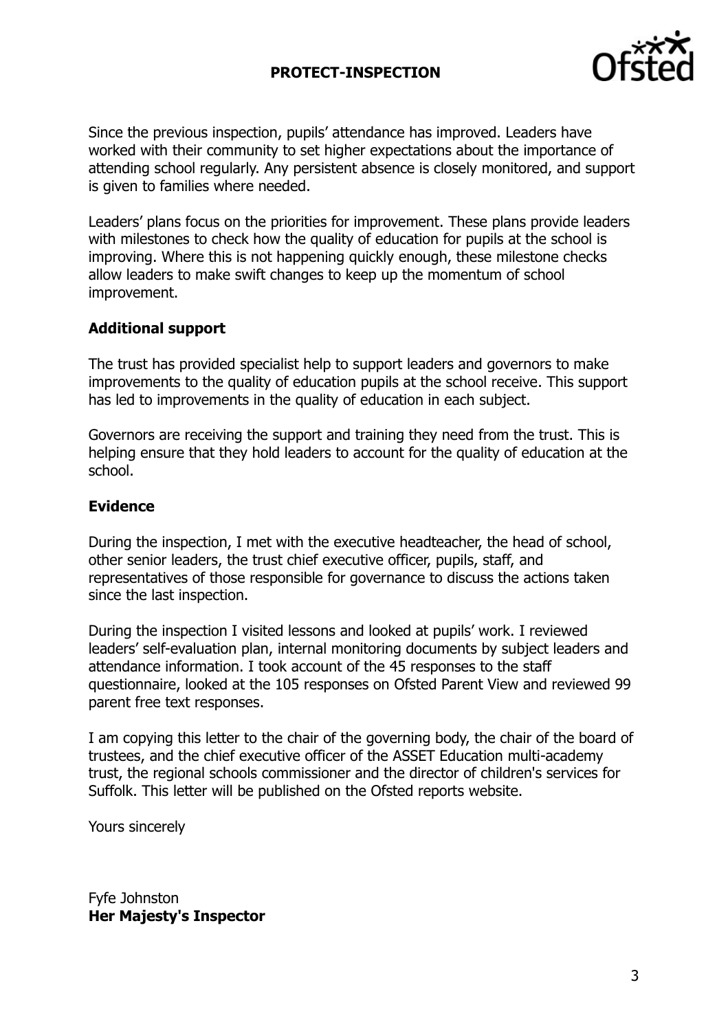Since the previous inspection, pupils' attendance has improved. Leaders have worked with their community to set higher expectations about the importance of attending school regularly. Any persistent absence is closely monitored, and support is given to families where needed.

Leaders' plans focus on the priorities for improvement. These plans provide leaders with milestones to check how the quality of education for pupils at the school is improving. Where this is not happening quickly enough, these milestone checks allow leaders to make swift changes to keep up the momentum of school improvement.

**Additional support**

The trust has provided specialist help to support leaders and governors to make improvements to the quality of education pupils at the school receive. This support has led to improvements in the quality of education in each subject.

Governors are receiving the support and training they need from the trust. This is helping ensure that they hold leaders to account for the quality of education at the school.

**Evidence**

During the inspection, I met with the executive headteacher, the head of school, other senior leaders, the trust chief executive officer, pupils, staff, and representatives of those responsible for governance to discuss the actions taken since the last inspection.

During the inspection I visited lessons and looked at pupils' work. I reviewed leaders' self-evaluation plan, internal monitoring documents by subject leaders and attendance information. I took account of the 45 responses to the staff questionnaire, looked at the 105 responses on Ofsted Parent View and reviewed 99 parent free text responses.

I am copying this letter to the chair of the governing body, the chair of the board of trustees, and the chief executive officer of the ASSET Education multi-academy trust, the regional schools commissioner and the director of children's services for Suffolk. This letter will be published on the Ofsted reports website.

Yours sincerely

Fyfe Johnston
**Her Majesty's Inspector**